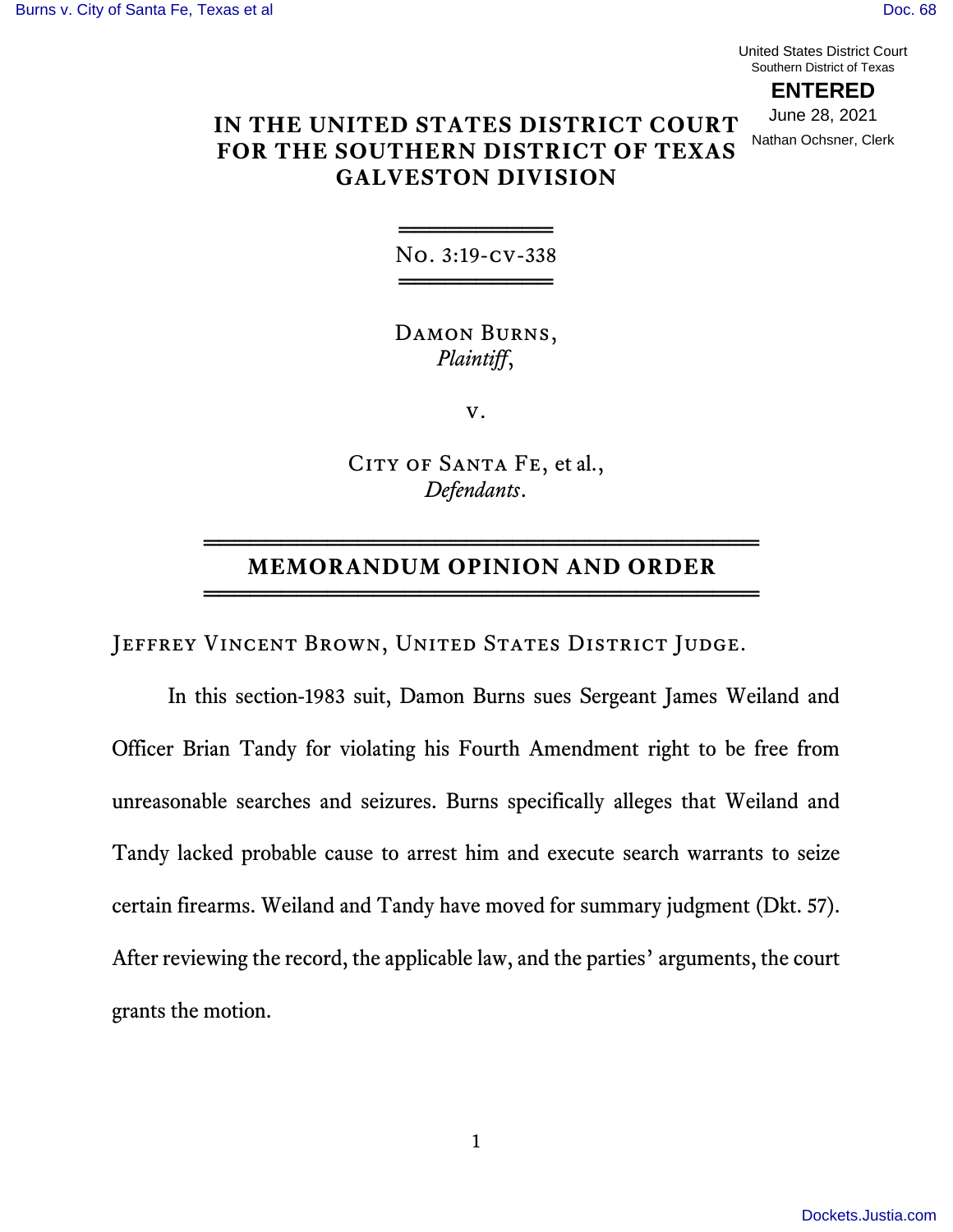United States District Court
Southern District of Texas

**ENTERED**

June 28, 2021

Nathan Ochsner, Clerk

# IN THE UNITED STATES DISTRICT COURT FOR THE SOUTHERN DISTRICT OF TEXAS GALVESTON DIVISION

No. 3:19-cv-338

Damon Burns,
*Plaintiff*,

v.

City of Santa Fe, et al.,
*Defendants*.

## MEMORANDUM OPINION AND ORDER

Jeffrey Vincent Brown, United States District Judge.

In this section-1983 suit, Damon Burns sues Sergeant James Weiland and Officer Brian Tandy for violating his Fourth Amendment right to be free from unreasonable searches and seizures. Burns specifically alleges that Weiland and Tandy lacked probable cause to arrest him and execute search warrants to seize certain firearms. Weiland and Tandy have moved for summary judgment (Dkt. 57). After reviewing the record, the applicable law, and the parties' arguments, the court grants the motion.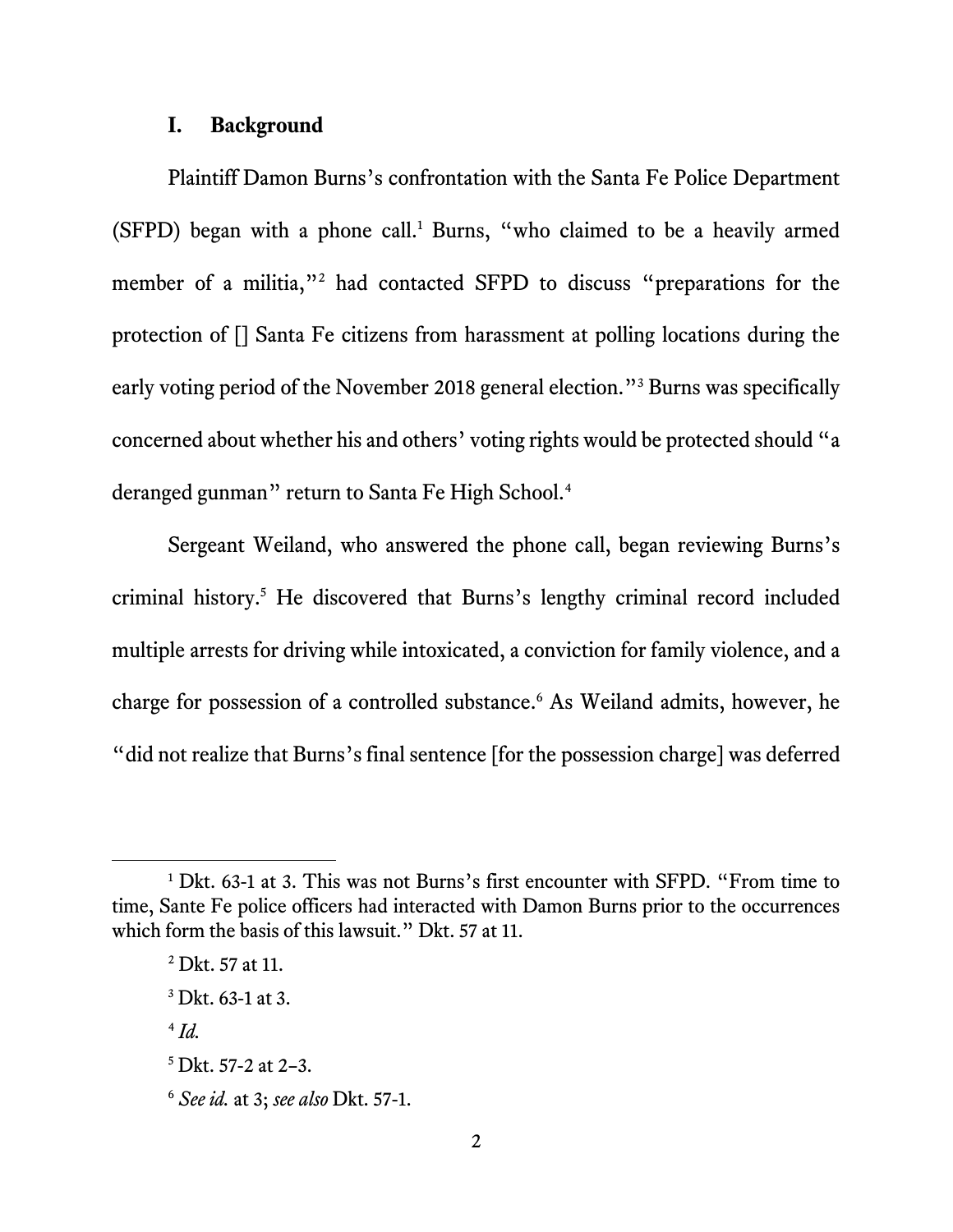## I. Background

Plaintiff Damon Burns's confrontation with the Santa Fe Police Department (SFPD) began with a phone call.[1] Burns, "who claimed to be a heavily armed member of a militia,"[2] had contacted SFPD to discuss "preparations for the protection of [] Santa Fe citizens from harassment at polling locations during the early voting period of the November 2018 general election."[3] Burns was specifically concerned about whether his and others' voting rights would be protected should "a deranged gunman" return to Santa Fe High School.[4]

Sergeant Weiland, who answered the phone call, began reviewing Burns's criminal history.[5] He discovered that Burns's lengthy criminal record included multiple arrests for driving while intoxicated, a conviction for family violence, and a charge for possession of a controlled substance.[6] As Weiland admits, however, he "did not realize that Burns's final sentence [for the possession charge] was deferred

---

[1] Dkt. 63-1 at 3. This was not Burns's first encounter with SFPD. "From time to time, Sante Fe police officers had interacted with Damon Burns prior to the occurrences which form the basis of this lawsuit." Dkt. 57 at 11.

[2] Dkt. 57 at 11.

[3] Dkt. 63-1 at 3.

[4] *Id.*

[5] Dkt. 57-2 at 2–3.

[6] *See id.* at 3; *see also* Dkt. 57-1.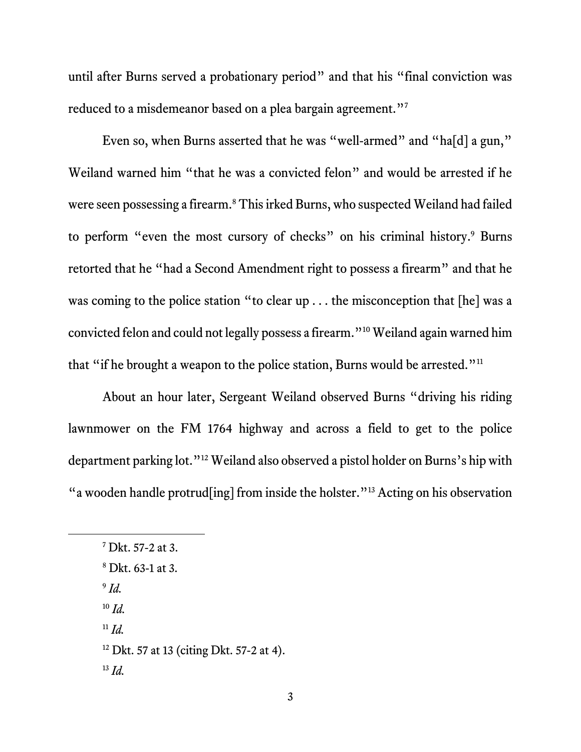until after Burns served a probationary period" and that his "final conviction was reduced to a misdemeanor based on a plea bargain agreement."[7]

Even so, when Burns asserted that he was "well-armed" and "ha[d] a gun," Weiland warned him "that he was a convicted felon" and would be arrested if he were seen possessing a firearm.[8] This irked Burns, who suspected Weiland had failed to perform "even the most cursory of checks" on his criminal history.[9] Burns retorted that he "had a Second Amendment right to possess a firearm" and that he was coming to the police station "to clear up . . . the misconception that [he] was a convicted felon and could not legally possess a firearm."[10] Weiland again warned him that "if he brought a weapon to the police station, Burns would be arrested."[11]

About an hour later, Sergeant Weiland observed Burns "driving his riding lawnmower on the FM 1764 highway and across a field to get to the police department parking lot."[12] Weiland also observed a pistol holder on Burns's hip with "a wooden handle protrud[ing] from inside the holster."[13] Acting on his observation

---

[7] Dkt. 57-2 at 3.

[8] Dkt. 63-1 at 3.

[9] *Id.*

[10] *Id.*

[11] *Id.*

[12] Dkt. 57 at 13 (citing Dkt. 57-2 at 4).

[13] *Id.*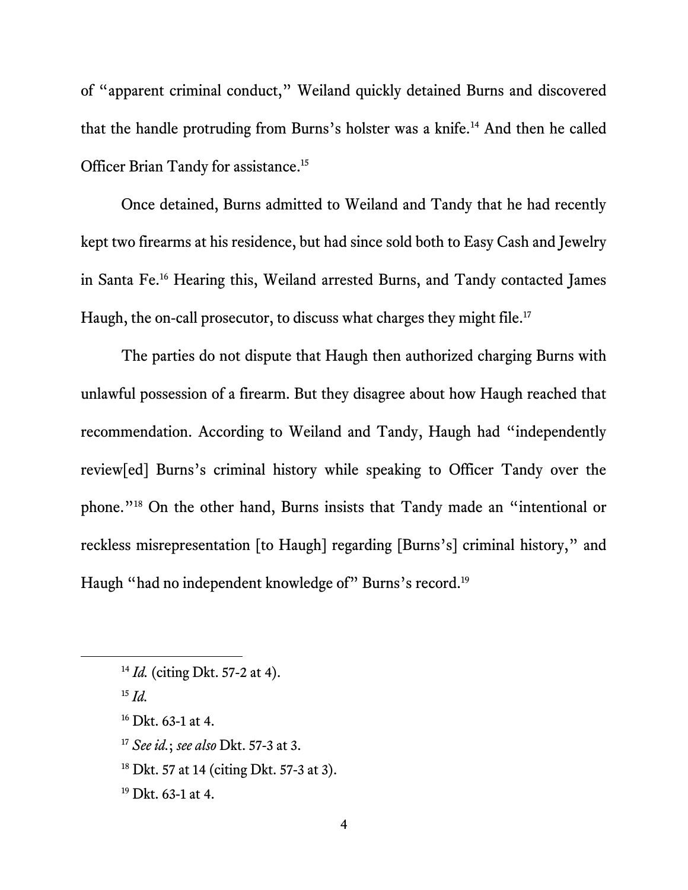of "apparent criminal conduct," Weiland quickly detained Burns and discovered that the handle protruding from Burns's holster was a knife.[14] And then he called Officer Brian Tandy for assistance.[15]

Once detained, Burns admitted to Weiland and Tandy that he had recently kept two firearms at his residence, but had since sold both to Easy Cash and Jewelry in Santa Fe.[16] Hearing this, Weiland arrested Burns, and Tandy contacted James Haugh, the on-call prosecutor, to discuss what charges they might file.[17]

The parties do not dispute that Haugh then authorized charging Burns with unlawful possession of a firearm. But they disagree about how Haugh reached that recommendation. According to Weiland and Tandy, Haugh had "independently review[ed] Burns's criminal history while speaking to Officer Tandy over the phone."[18] On the other hand, Burns insists that Tandy made an "intentional or reckless misrepresentation [to Haugh] regarding [Burns's] criminal history," and Haugh "had no independent knowledge of" Burns's record.[19]

---

[14] *Id.* (citing Dkt. 57-2 at 4).

[15] *Id.*

[16] Dkt. 63-1 at 4.

[17] *See id.*; *see also* Dkt. 57-3 at 3.

[18] Dkt. 57 at 14 (citing Dkt. 57-3 at 3).

[19] Dkt. 63-1 at 4.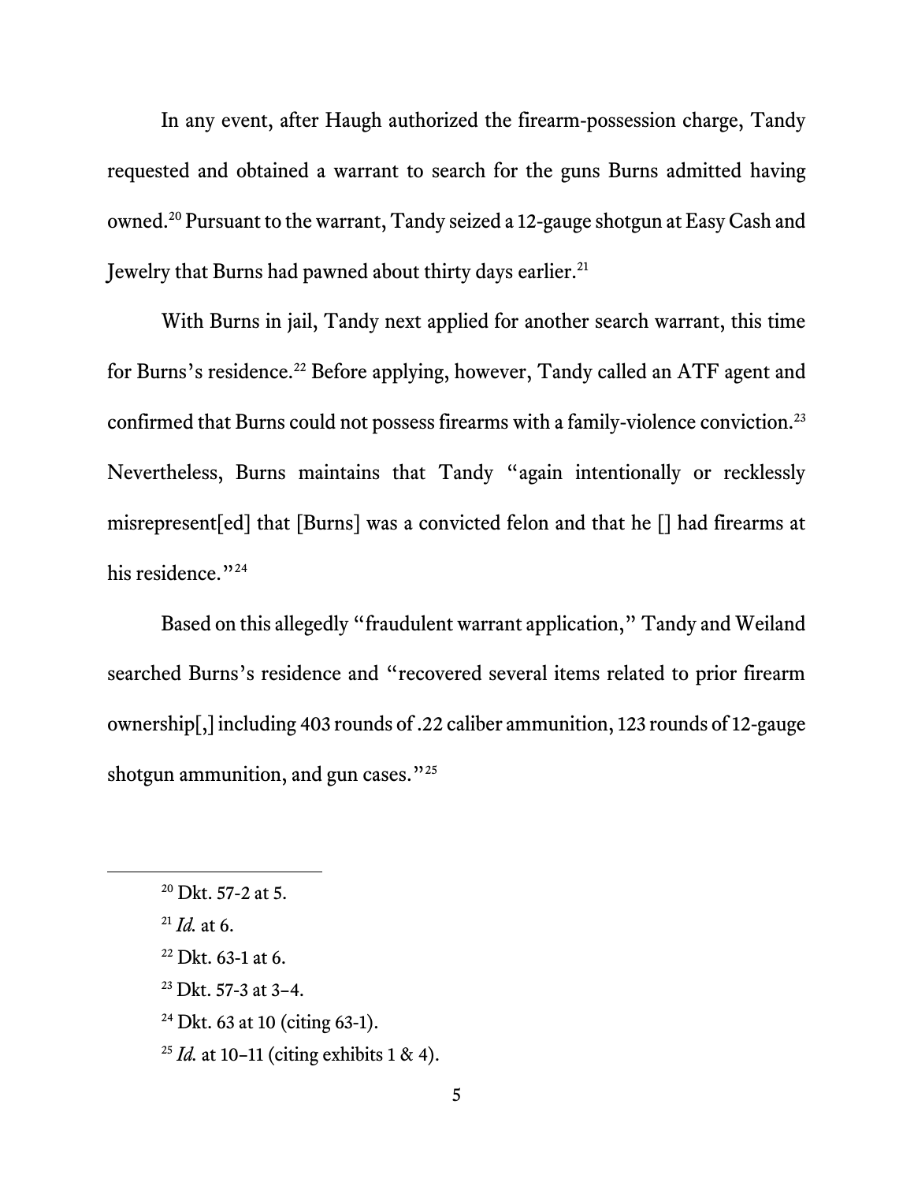In any event, after Haugh authorized the firearm-possession charge, Tandy requested and obtained a warrant to search for the guns Burns admitted having owned.[20] Pursuant to the warrant, Tandy seized a 12-gauge shotgun at Easy Cash and Jewelry that Burns had pawned about thirty days earlier.[21]

With Burns in jail, Tandy next applied for another search warrant, this time for Burns's residence.[22] Before applying, however, Tandy called an ATF agent and confirmed that Burns could not possess firearms with a family-violence conviction.[23] Nevertheless, Burns maintains that Tandy "again intentionally or recklessly misrepresent[ed] that [Burns] was a convicted felon and that he [] had firearms at his residence."[24]

Based on this allegedly "fraudulent warrant application," Tandy and Weiland searched Burns's residence and "recovered several items related to prior firearm ownership[,] including 403 rounds of .22 caliber ammunition, 123 rounds of 12-gauge shotgun ammunition, and gun cases."[25]

---

[20] Dkt. 57-2 at 5.

[21] *Id.* at 6.

[22] Dkt. 63-1 at 6.

[23] Dkt. 57-3 at 3–4.

[24] Dkt. 63 at 10 (citing 63-1).

[25] *Id.* at 10–11 (citing exhibits 1 & 4).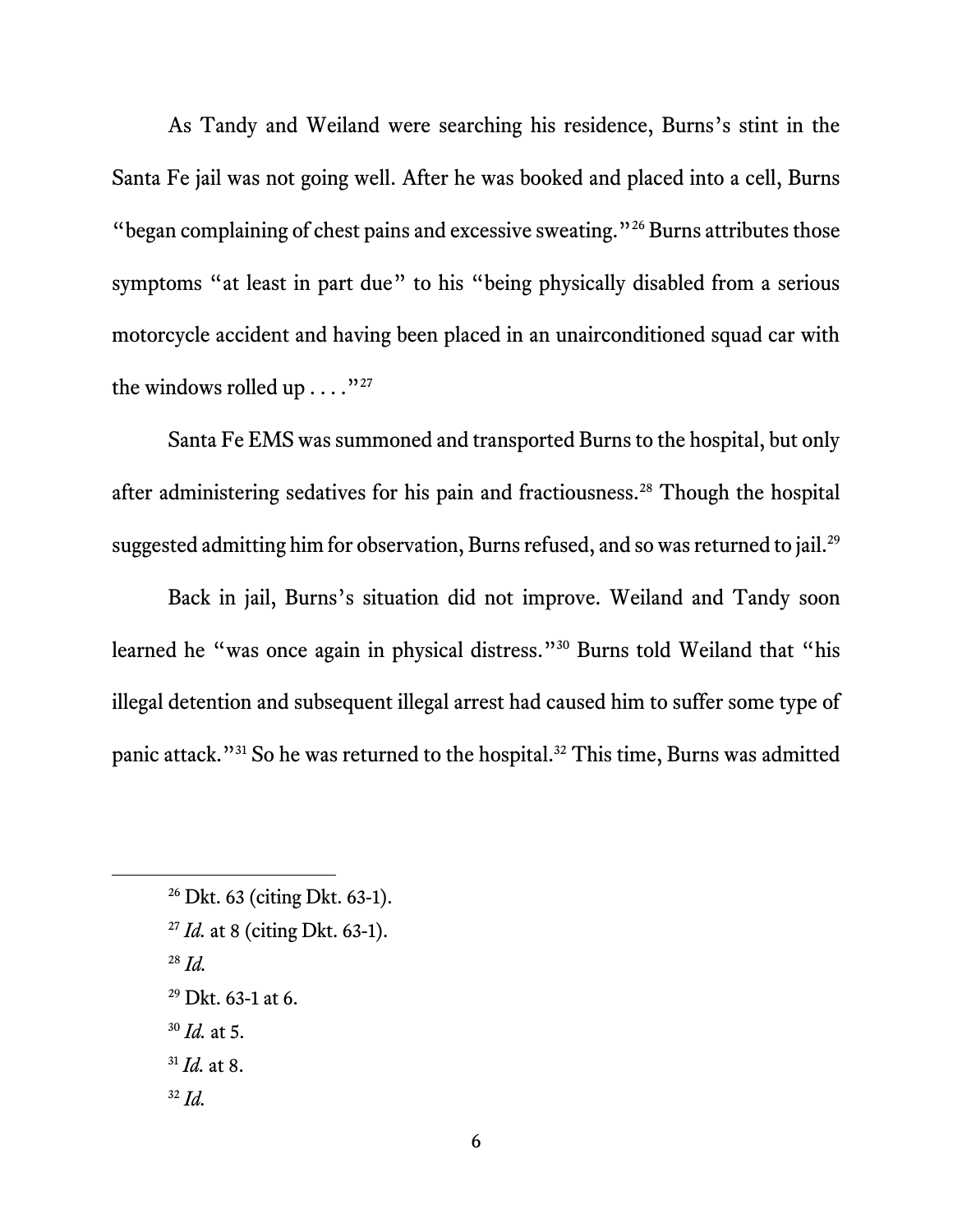As Tandy and Weiland were searching his residence, Burns's stint in the Santa Fe jail was not going well. After he was booked and placed into a cell, Burns "began complaining of chest pains and excessive sweating."[26] Burns attributes those symptoms "at least in part due" to his "being physically disabled from a serious motorcycle accident and having been placed in an unairconditioned squad car with the windows rolled up . . . ."[27]

Santa Fe EMS was summoned and transported Burns to the hospital, but only after administering sedatives for his pain and fractiousness.[28] Though the hospital suggested admitting him for observation, Burns refused, and so was returned to jail.[29]

Back in jail, Burns's situation did not improve. Weiland and Tandy soon learned he "was once again in physical distress."[30] Burns told Weiland that "his illegal detention and subsequent illegal arrest had caused him to suffer some type of panic attack."[31] So he was returned to the hospital.[32] This time, Burns was admitted

---

[26] Dkt. 63 (citing Dkt. 63-1).

[27] *Id.* at 8 (citing Dkt. 63-1).

[28] *Id.*

[29] Dkt. 63-1 at 6.

[30] *Id.* at 5.

[31] *Id.* at 8.

[32] *Id.*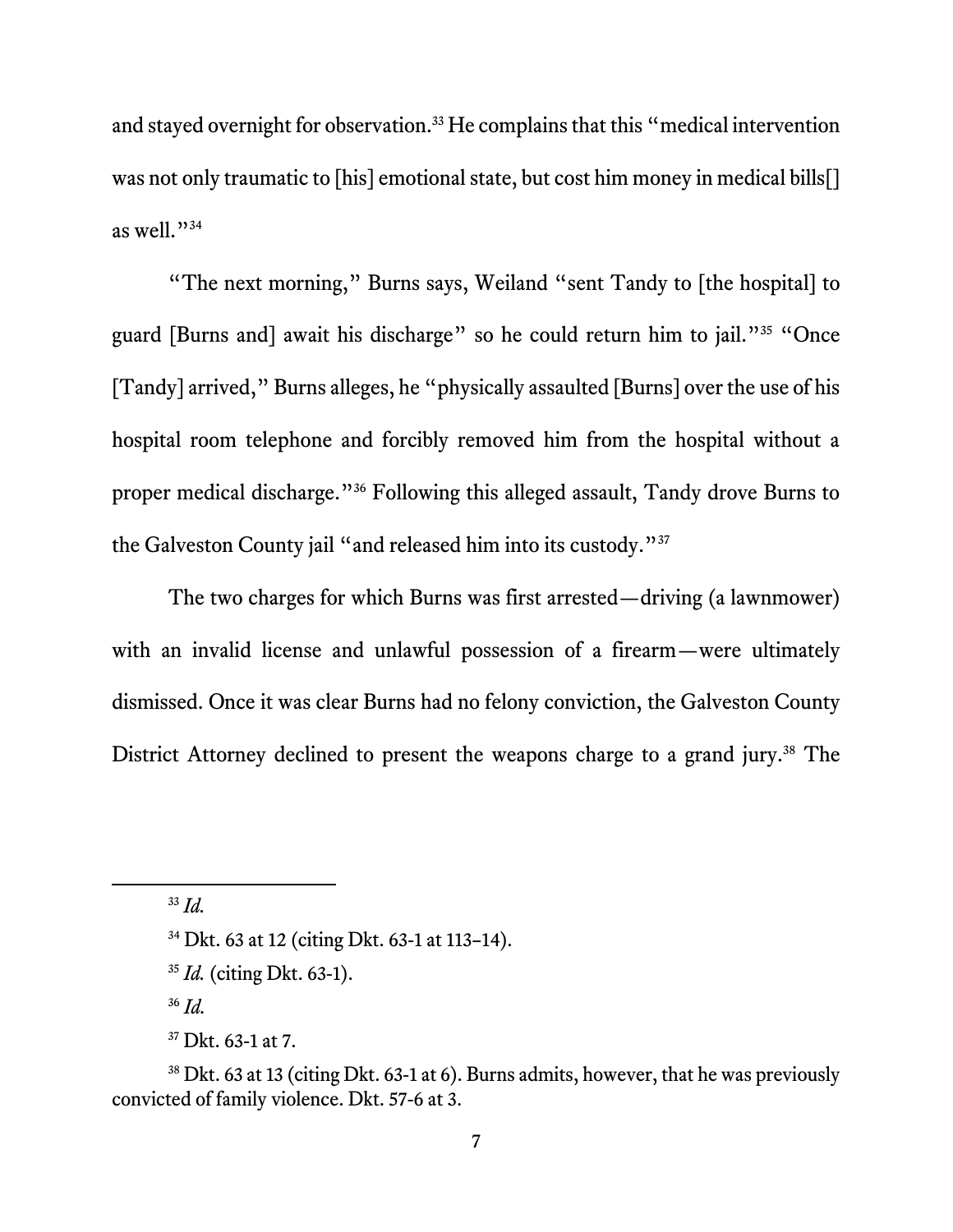and stayed overnight for observation.[33] He complains that this "medical intervention was not only traumatic to [his] emotional state, but cost him money in medical bills[] as well."[34]

"The next morning," Burns says, Weiland "sent Tandy to [the hospital] to guard [Burns and] await his discharge" so he could return him to jail."[35] "Once [Tandy] arrived," Burns alleges, he "physically assaulted [Burns] over the use of his hospital room telephone and forcibly removed him from the hospital without a proper medical discharge."[36] Following this alleged assault, Tandy drove Burns to the Galveston County jail "and released him into its custody."[37]

The two charges for which Burns was first arrested—driving (a lawnmower) with an invalid license and unlawful possession of a firearm—were ultimately dismissed. Once it was clear Burns had no felony conviction, the Galveston County District Attorney declined to present the weapons charge to a grand jury.[38] The

---

[33] *Id.*

[34] Dkt. 63 at 12 (citing Dkt. 63-1 at 113–14).

[35] *Id.* (citing Dkt. 63-1).

[36] *Id.*

[37] Dkt. 63-1 at 7.

[38] Dkt. 63 at 13 (citing Dkt. 63-1 at 6). Burns admits, however, that he was previously convicted of family violence. Dkt. 57-6 at 3.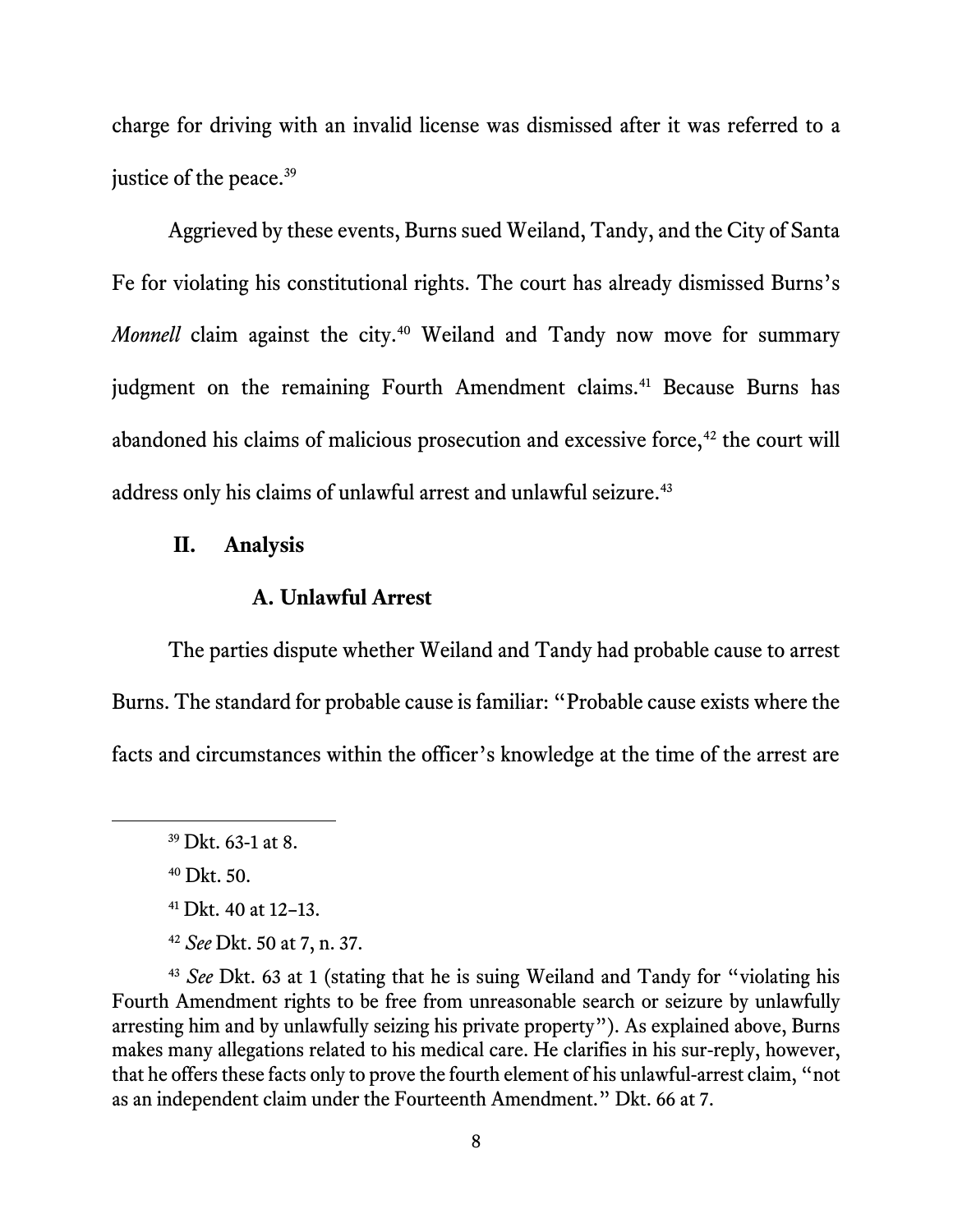charge for driving with an invalid license was dismissed after it was referred to a justice of the peace.[39]

Aggrieved by these events, Burns sued Weiland, Tandy, and the City of Santa Fe for violating his constitutional rights. The court has already dismissed Burns's *Monnell* claim against the city.[40] Weiland and Tandy now move for summary judgment on the remaining Fourth Amendment claims.[41] Because Burns has abandoned his claims of malicious prosecution and excessive force,[42] the court will address only his claims of unlawful arrest and unlawful seizure.[43]

## II. Analysis

### A. Unlawful Arrest

The parties dispute whether Weiland and Tandy had probable cause to arrest Burns. The standard for probable cause is familiar: "Probable cause exists where the facts and circumstances within the officer's knowledge at the time of the arrest are

---

[39] Dkt. 63-1 at 8.

[40] Dkt. 50.

[41] Dkt. 40 at 12–13.

[42] *See* Dkt. 50 at 7, n. 37.

[43] *See* Dkt. 63 at 1 (stating that he is suing Weiland and Tandy for "violating his Fourth Amendment rights to be free from unreasonable search or seizure by unlawfully arresting him and by unlawfully seizing his private property"). As explained above, Burns makes many allegations related to his medical care. He clarifies in his sur-reply, however, that he offers these facts only to prove the fourth element of his unlawful-arrest claim, "not as an independent claim under the Fourteenth Amendment." Dkt. 66 at 7.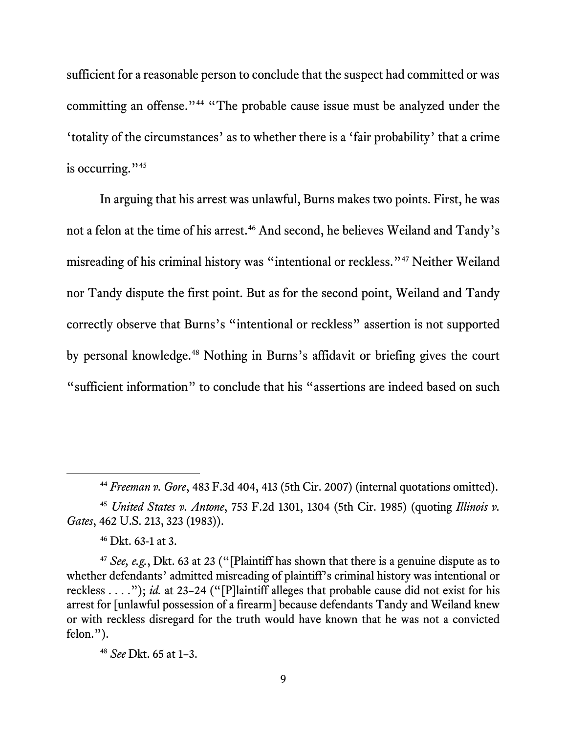sufficient for a reasonable person to conclude that the suspect had committed or was committing an offense."[44] "The probable cause issue must be analyzed under the 'totality of the circumstances' as to whether there is a 'fair probability' that a crime is occurring."[45]

In arguing that his arrest was unlawful, Burns makes two points. First, he was not a felon at the time of his arrest.[46] And second, he believes Weiland and Tandy's misreading of his criminal history was "intentional or reckless."[47] Neither Weiland nor Tandy dispute the first point. But as for the second point, Weiland and Tandy correctly observe that Burns's "intentional or reckless" assertion is not supported by personal knowledge.[48] Nothing in Burns's affidavit or briefing gives the court "sufficient information" to conclude that his "assertions are indeed based on such

---

[44] *Freeman v. Gore*, 483 F.3d 404, 413 (5th Cir. 2007) (internal quotations omitted).

[45] *United States v. Antone*, 753 F.2d 1301, 1304 (5th Cir. 1985) (quoting *Illinois v. Gates*, 462 U.S. 213, 323 (1983)).

[46] Dkt. 63-1 at 3.

[47] *See, e.g.*, Dkt. 63 at 23 ("[Plaintiff has shown that there is a genuine dispute as to whether defendants' admitted misreading of plaintiff's criminal history was intentional or reckless . . . ."); *id.* at 23–24 ("[P]laintiff alleges that probable cause did not exist for his arrest for [unlawful possession of a firearm] because defendants Tandy and Weiland knew or with reckless disregard for the truth would have known that he was not a convicted felon.").

[48] *See* Dkt. 65 at 1–3.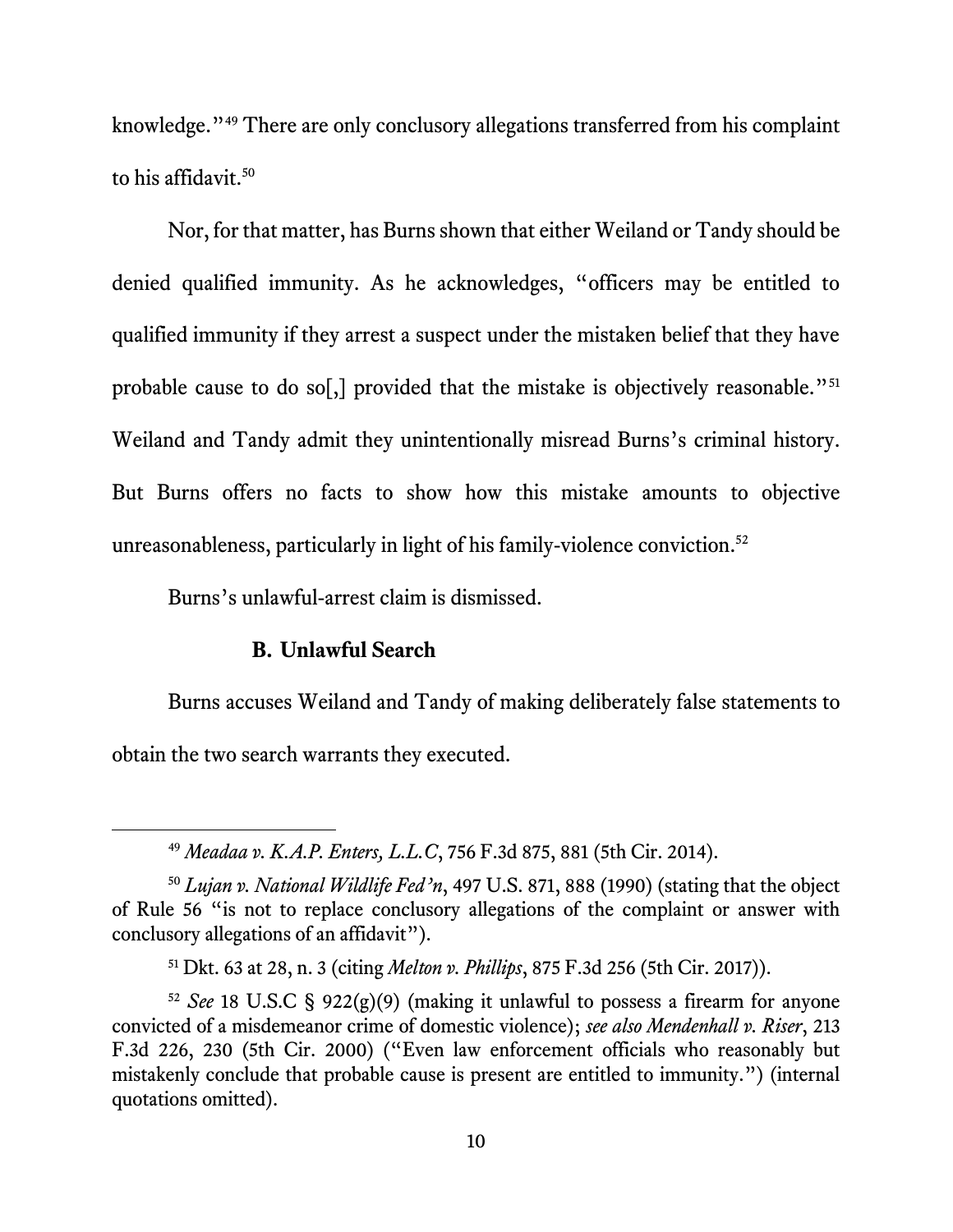knowledge."[49] There are only conclusory allegations transferred from his complaint to his affidavit.[50]

Nor, for that matter, has Burns shown that either Weiland or Tandy should be denied qualified immunity. As he acknowledges, "officers may be entitled to qualified immunity if they arrest a suspect under the mistaken belief that they have probable cause to do so[,] provided that the mistake is objectively reasonable."[51] Weiland and Tandy admit they unintentionally misread Burns's criminal history. But Burns offers no facts to show how this mistake amounts to objective unreasonableness, particularly in light of his family-violence conviction.[52]

Burns's unlawful-arrest claim is dismissed.

### B. Unlawful Search

Burns accuses Weiland and Tandy of making deliberately false statements to obtain the two search warrants they executed.

---

[49] *Meadaa v. K.A.P. Enters, L.L.C*, 756 F.3d 875, 881 (5th Cir. 2014).

[50] *Lujan v. National Wildlife Fed'n*, 497 U.S. 871, 888 (1990) (stating that the object of Rule 56 "is not to replace conclusory allegations of the complaint or answer with conclusory allegations of an affidavit").

[51] Dkt. 63 at 28, n. 3 (citing *Melton v. Phillips*, 875 F.3d 256 (5th Cir. 2017)).

[52] *See* 18 U.S.C § 922(g)(9) (making it unlawful to possess a firearm for anyone convicted of a misdemeanor crime of domestic violence); *see also Mendenhall v. Riser*, 213 F.3d 226, 230 (5th Cir. 2000) ("Even law enforcement officials who reasonably but mistakenly conclude that probable cause is present are entitled to immunity.") (internal quotations omitted).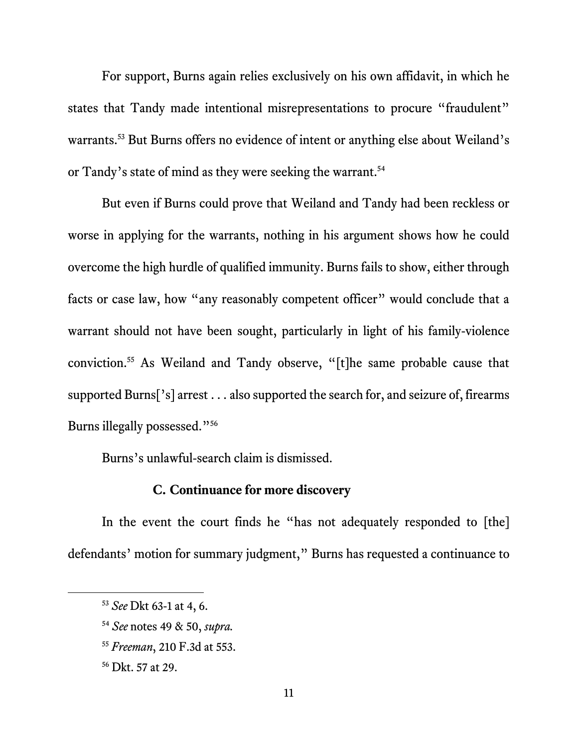For support, Burns again relies exclusively on his own affidavit, in which he states that Tandy made intentional misrepresentations to procure "fraudulent" warrants.[53] But Burns offers no evidence of intent or anything else about Weiland's or Tandy's state of mind as they were seeking the warrant.[54]

But even if Burns could prove that Weiland and Tandy had been reckless or worse in applying for the warrants, nothing in his argument shows how he could overcome the high hurdle of qualified immunity. Burns fails to show, either through facts or case law, how "any reasonably competent officer" would conclude that a warrant should not have been sought, particularly in light of his family-violence conviction.[55] As Weiland and Tandy observe, "[t]he same probable cause that supported Burns['s] arrest . . . also supported the search for, and seizure of, firearms Burns illegally possessed."[56]

Burns's unlawful-search claim is dismissed.

### C. Continuance for more discovery

In the event the court finds he "has not adequately responded to [the] defendants' motion for summary judgment," Burns has requested a continuance to

---

[53] *See* Dkt 63-1 at 4, 6.

[54] *See* notes 49 & 50, *supra.*

[55] *Freeman*, 210 F.3d at 553.

[56] Dkt. 57 at 29.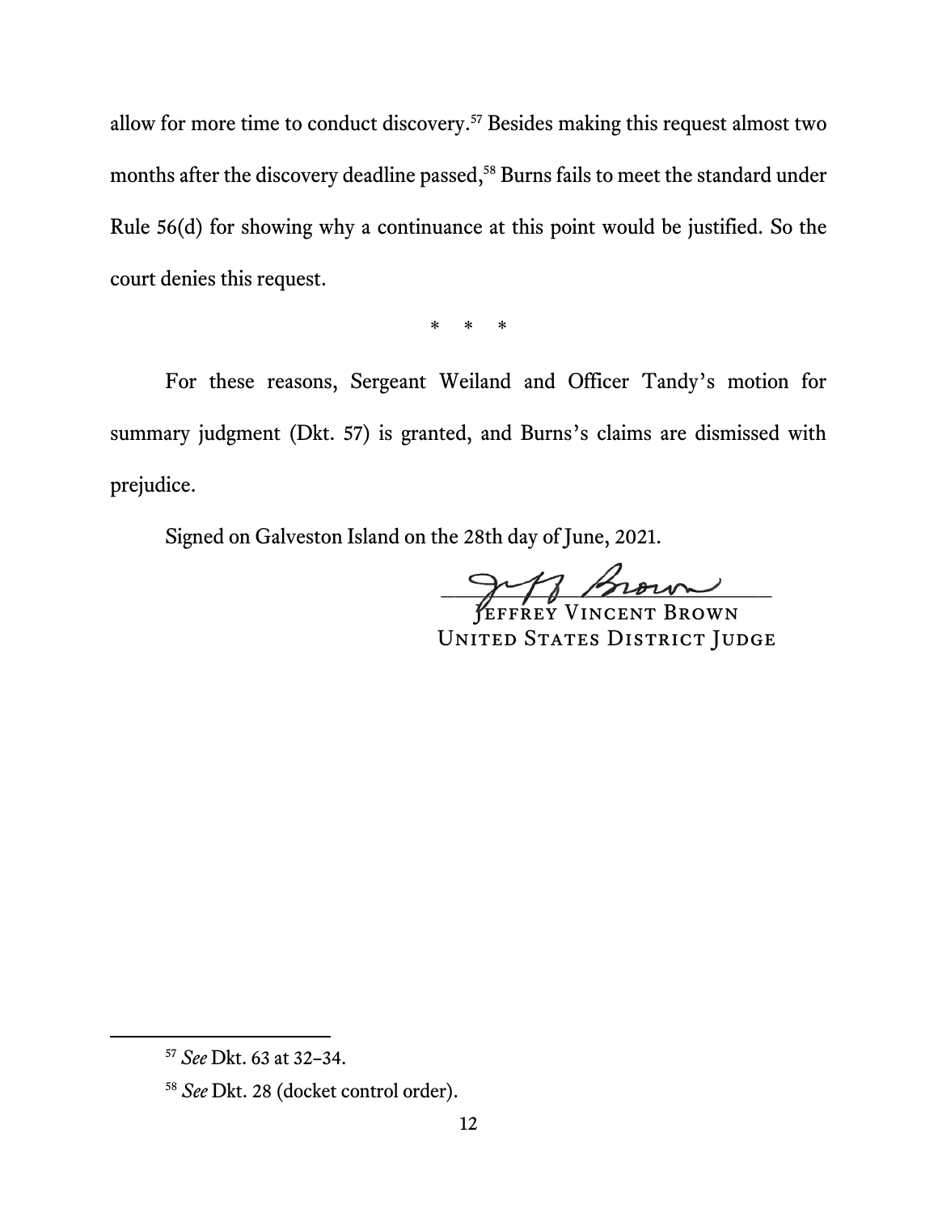allow for more time to conduct discovery.[57] Besides making this request almost two months after the discovery deadline passed,[58] Burns fails to meet the standard under Rule 56(d) for showing why a continuance at this point would be justified. So the court denies this request.

\* \* \*

For these reasons, Sergeant Weiland and Officer Tandy's motion for summary judgment (Dkt. 57) is granted, and Burns's claims are dismissed with prejudice.

Signed on Galveston Island on the 28th day of June, 2021.

JEFFREY VINCENT BROWN
UNITED STATES DISTRICT JUDGE

---

[57] *See* Dkt. 63 at 32–34.

[58] *See* Dkt. 28 (docket control order).